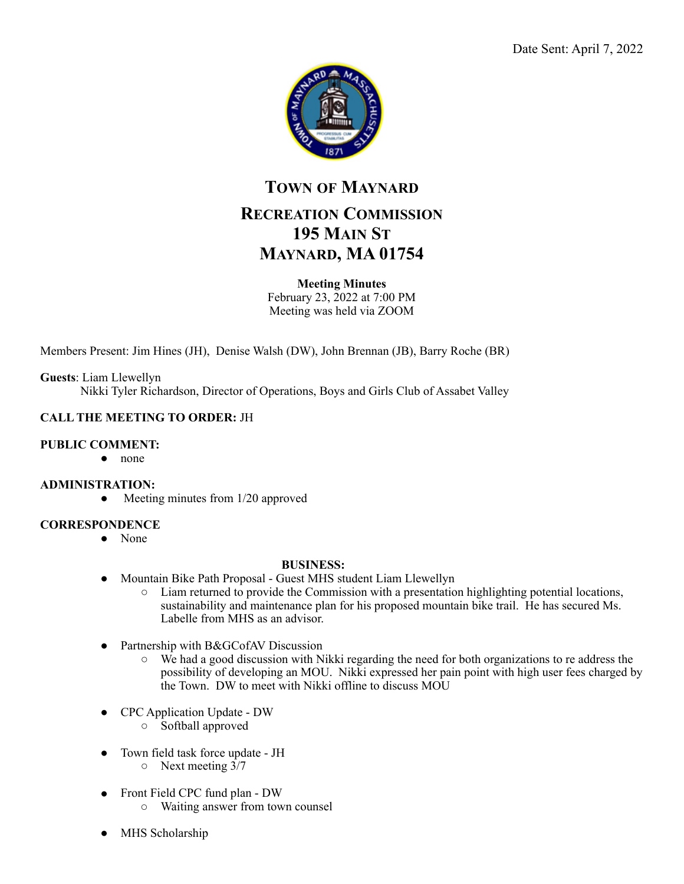Date Sent: April 7, 2022

# TOWN OF MAYNARD

## RECREATION COMMISSION
## 195 MAIN ST
## MAYNARD, MA 01754

**Meeting Minutes**
February 23, 2022 at 7:00 PM
Meeting was held via ZOOM

Members Present: Jim Hines (JH), Denise Walsh (DW), John Brennan (JB), Barry Roche (BR)

**Guests**: Liam Llewellyn
Nikki Tyler Richardson, Director of Operations, Boys and Girls Club of Assabet Valley

**CALL THE MEETING TO ORDER:** JH

**PUBLIC COMMENT:**

- none

**ADMINISTRATION:**

- Meeting minutes from 1/20 approved

**CORRESPONDENCE**

- None

**BUSINESS:**

- Mountain Bike Path Proposal - Guest MHS student Liam Llewellyn
  - Liam returned to provide the Commission with a presentation highlighting potential locations, sustainability and maintenance plan for his proposed mountain bike trail. He has secured Ms. Labelle from MHS as an advisor.
- Partnership with B&GCofAV Discussion
  - We had a good discussion with Nikki regarding the need for both organizations to re address the possibility of developing an MOU. Nikki expressed her pain point with high user fees charged by the Town. DW to meet with Nikki offline to discuss MOU
- CPC Application Update - DW
  - Softball approved
- Town field task force update - JH
  - Next meeting 3/7
- Front Field CPC fund plan - DW
  - Waiting answer from town counsel
- MHS Scholarship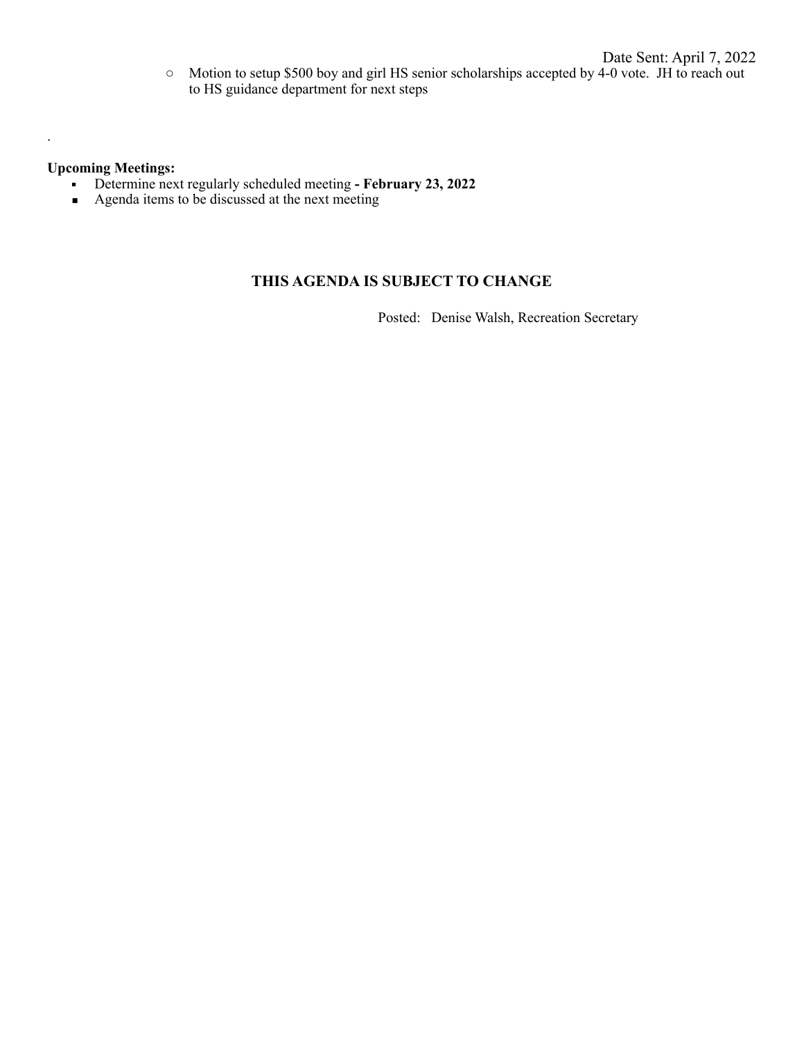Date Sent: April 7, 2022

- Motion to setup $500 boy and girl HS senior scholarships accepted by 4-0 vote. JH to reach out to HS guidance department for next steps

.

**Upcoming Meetings:**

- Determine next regularly scheduled meeting **- February 23, 2022**
- Agenda items to be discussed at the next meeting

**THIS AGENDA IS SUBJECT TO CHANGE**

Posted: Denise Walsh, Recreation Secretary